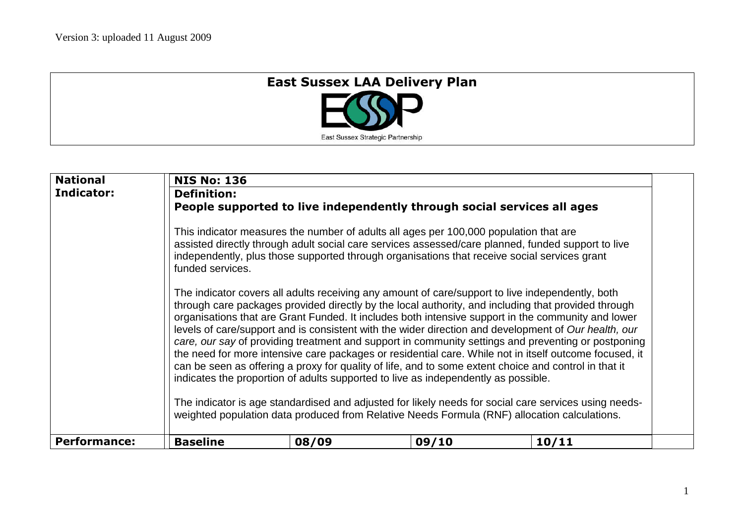Version 3: uploaded 11 August 2009

# East Sussex LAA Delivery Plan

East Sussex Strategic Partnership

| **National Indicator:** | **NIS No: 136** | | | |
|---|---|---|---|---|
| | **Definition:**<br>**People supported to live independently through social services all ages**<br><br>This indicator measures the number of adults all ages per 100,000 population that are assisted directly through adult social care services assessed/care planned, funded support to live independently, plus those supported through organisations that receive social services grant funded services.<br><br>The indicator covers all adults receiving any amount of care/support to live independently, both through care packages provided directly by the local authority, and including that provided through organisations that are Grant Funded. It includes both intensive support in the community and lower levels of care/support and is consistent with the wider direction and development of *Our health, our care, our say* of providing treatment and support in community settings and preventing or postponing the need for more intensive care packages or residential care. While not in itself outcome focused, it can be seen as offering a proxy for quality of life, and to some extent choice and control in that it indicates the proportion of adults supported to live as independently as possible.<br><br>The indicator is age standardised and adjusted for likely needs for social care services using needs-weighted population data produced from Relative Needs Formula (RNF) allocation calculations. | | | |
| **Performance:** | **Baseline** | **08/09** | **09/10** | **10/11** |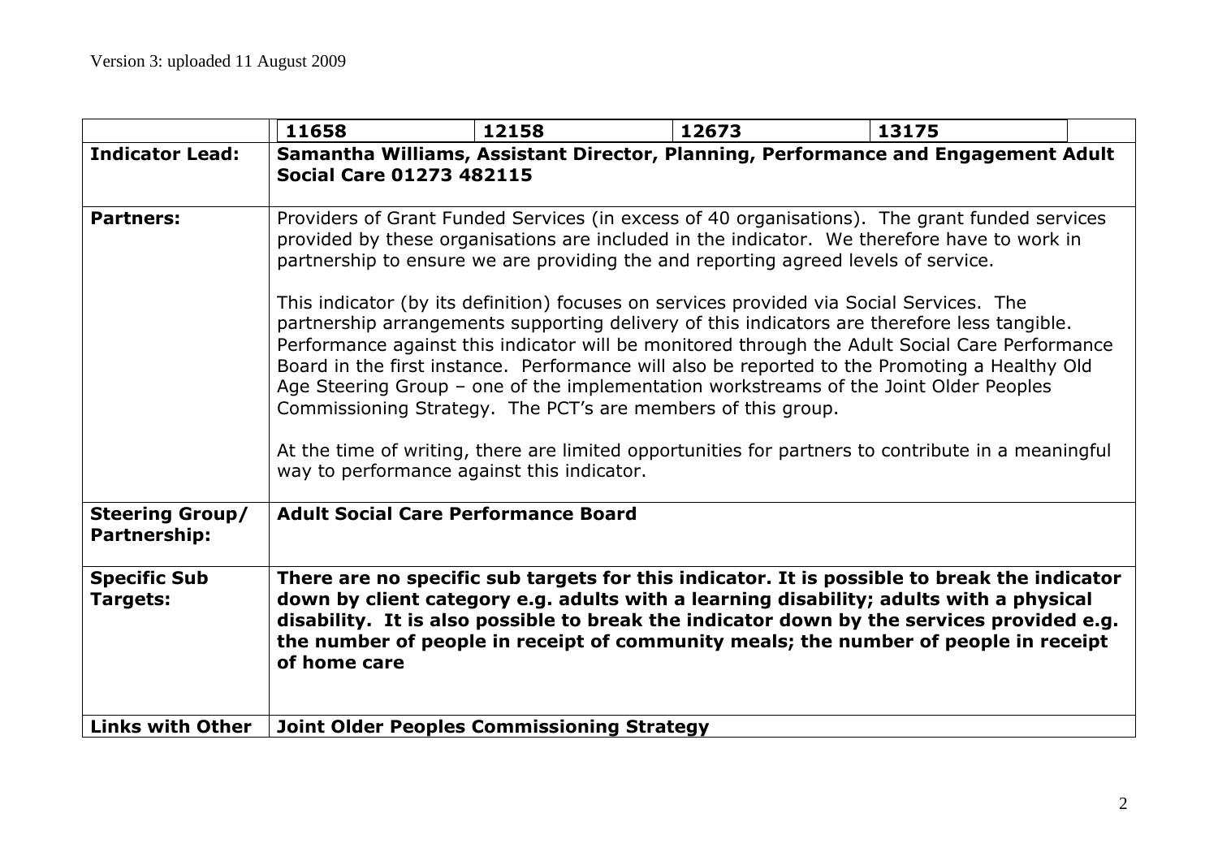Version 3: uploaded 11 August 2009

| | **11658** | **12158** | **12673** | **13175** | |
|---|---|---|---|---|---|
| **Indicator Lead:** | **Samantha Williams, Assistant Director, Planning, Performance and Engagement Adult Social Care 01273 482115** | | | | |
| **Partners:** | Providers of Grant Funded Services (in excess of 40 organisations). The grant funded services provided by these organisations are included in the indicator. We therefore have to work in partnership to ensure we are providing the and reporting agreed levels of service.<br><br>This indicator (by its definition) focuses on services provided via Social Services. The partnership arrangements supporting delivery of this indicators are therefore less tangible. Performance against this indicator will be monitored through the Adult Social Care Performance Board in the first instance. Performance will also be reported to the Promoting a Healthy Old Age Steering Group – one of the implementation workstreams of the Joint Older Peoples Commissioning Strategy. The PCT's are members of this group.<br><br>At the time of writing, there are limited opportunities for partners to contribute in a meaningful way to performance against this indicator. | | | | |
| **Steering Group/ Partnership:** | **Adult Social Care Performance Board** | | | | |
| **Specific Sub Targets:** | **There are no specific sub targets for this indicator. It is possible to break the indicator down by client category e.g. adults with a learning disability; adults with a physical disability. It is also possible to break the indicator down by the services provided e.g. the number of people in receipt of community meals; the number of people in receipt of home care** | | | | |
| **Links with Other** | **Joint Older Peoples Commissioning Strategy** | | | | |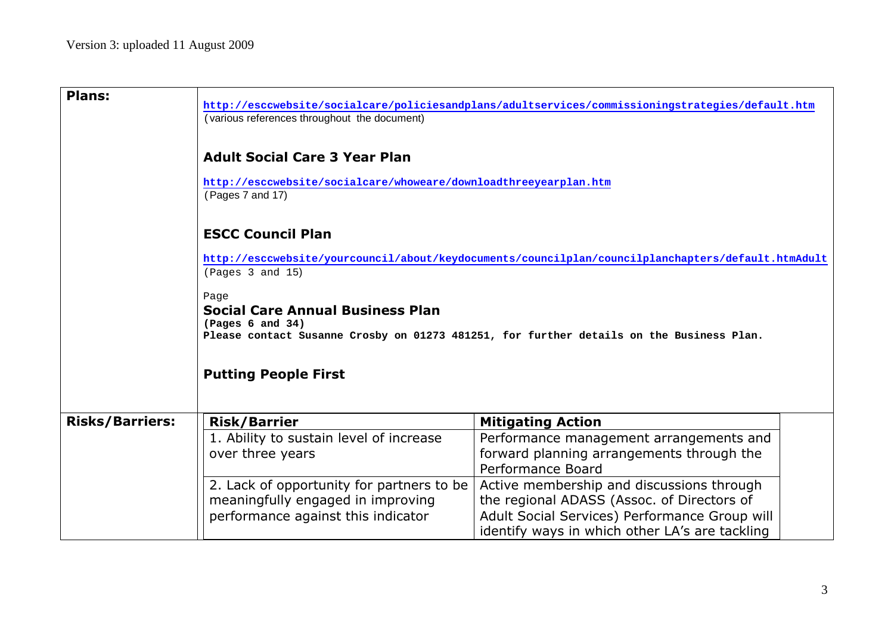Version 3: uploaded 11 August 2009

| | |
|---|---|
| **Plans:** | **http://esccwebsite/socialcare/policiesandplans/adultservices/commissioningstrategies/default.htm** (various references throughout the document)<br><br>**Adult Social Care 3 Year Plan**<br><br>**http://esccwebsite/socialcare/whoweare/downloadthreeyearplan.htm** (Pages 7 and 17)<br><br>**ESCC Council Plan**<br><br>**http://esccwebsite/yourcouncil/about/keydocuments/councilplan/councilplanchapters/default.htmAdult** (Pages 3 and 15)<br><br>Page<br>**Social Care Annual Business Plan**<br>**(Pages 6 and 34)**<br>**Please contact Susanne Crosby on 01273 481251, for further details on the Business Plan.**<br><br>**Putting People First** |
| **Risks/Barriers:** | |

| **Risk/Barrier** | **Mitigating Action** |
|---|---|
| 1. Ability to sustain level of increase over three years | Performance management arrangements and forward planning arrangements through the Performance Board |
| 2. Lack of opportunity for partners to be meaningfully engaged in improving performance against this indicator | Active membership and discussions through the regional ADASS (Assoc. of Directors of Adult Social Services) Performance Group will identify ways in which other LA's are tackling |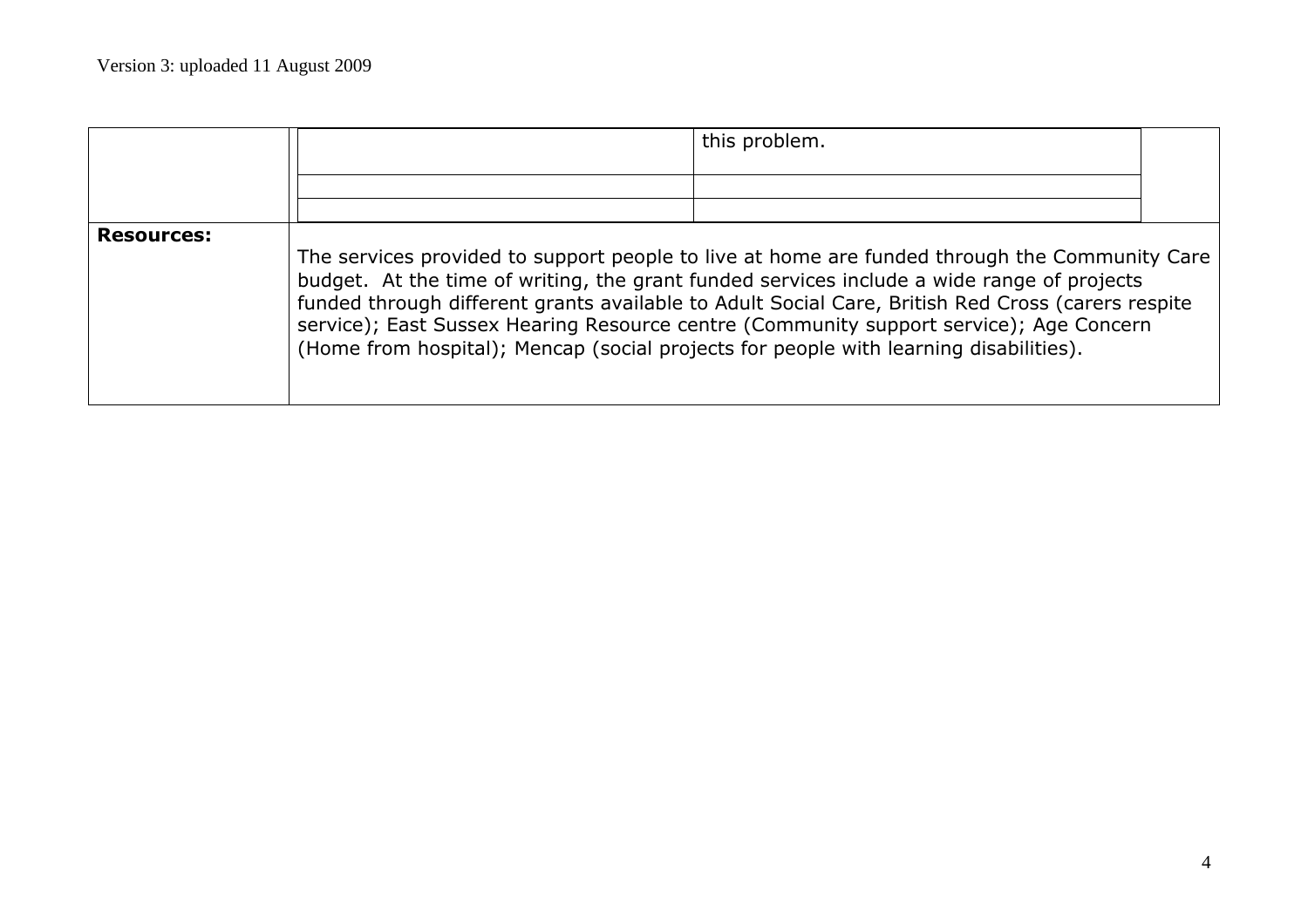| | | |
|---|---|---|
| | | this problem. |
| | | |
| | | |
| **Resources:** | The services provided to support people to live at home are funded through the Community Care budget. At the time of writing, the grant funded services include a wide range of projects funded through different grants available to Adult Social Care, British Red Cross (carers respite service); East Sussex Hearing Resource centre (Community support service); Age Concern (Home from hospital); Mencap (social projects for people with learning disabilities). | |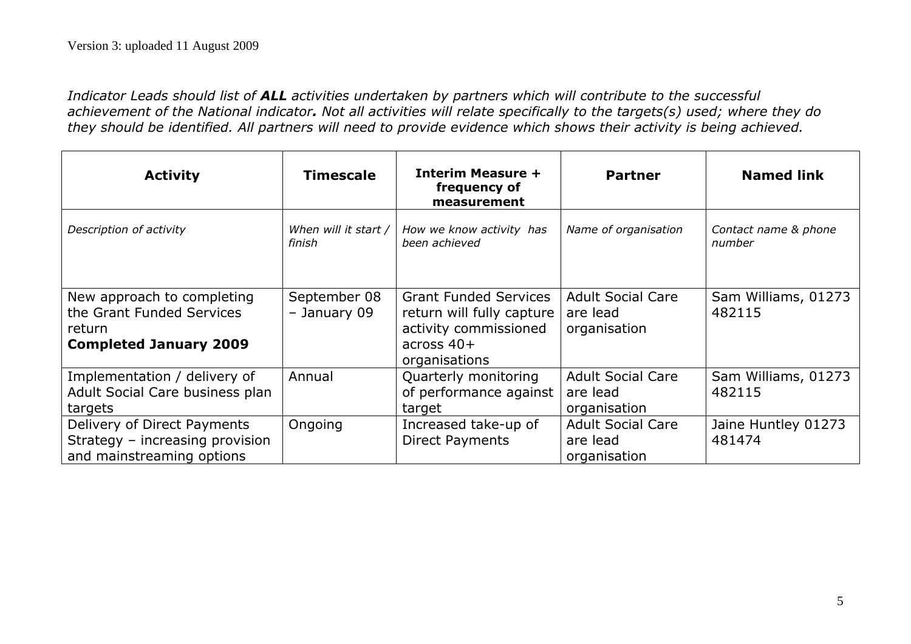Version 3: uploaded 11 August 2009

*Indicator Leads should list of **ALL** activities undertaken by partners which will contribute to the successful achievement of the National indicator**.** Not all activities will relate specifically to the targets(s) used; where they do they should be identified. All partners will need to provide evidence which shows their activity is being achieved.*

| **Activity** | **Timescale** | **Interim Measure + frequency of measurement** | **Partner** | **Named link** |
|---|---|---|---|---|
| *Description of activity* | *When will it start / finish* | *How we know activity has been achieved* | *Name of organisation* | *Contact name & phone number* |
| New approach to completing the Grant Funded Services return **Completed January 2009** | September 08 – January 09 | Grant Funded Services return will fully capture activity commissioned across 40+ organisations | Adult Social Care are lead organisation | Sam Williams, 01273 482115 |
| Implementation / delivery of Adult Social Care business plan targets | Annual | Quarterly monitoring of performance against target | Adult Social Care are lead organisation | Sam Williams, 01273 482115 |
| Delivery of Direct Payments Strategy – increasing provision and mainstreaming options | Ongoing | Increased take-up of Direct Payments | Adult Social Care are lead organisation | Jaine Huntley 01273 481474 |